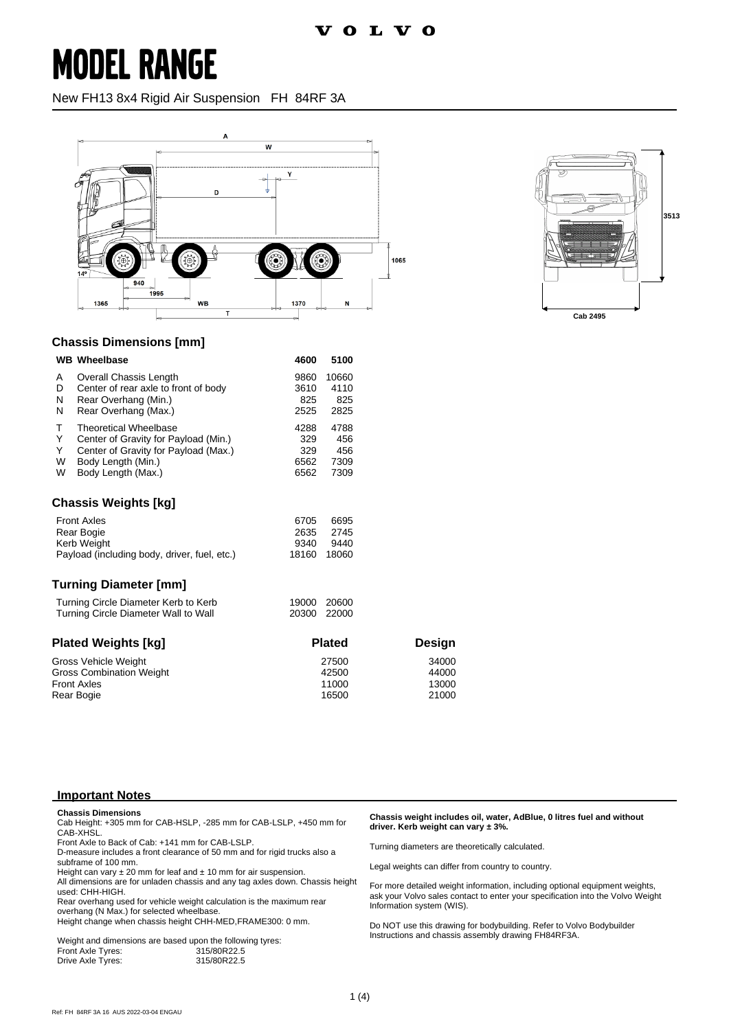VOLVO

# MODEL RANGE

New FH13 8x4 Rigid Air Suspension FH 84RF 3A

## Chassis Dimensions [mm]

| | WB Wheelbase | 4600 | 5100 |
|---|---|---|---|
| A | Overall Chassis Length | 9860 | 10660 |
| D | Center of rear axle to front of body | 3610 | 4110 |
| N | Rear Overhang (Min.) | 825 | 825 |
| N | Rear Overhang (Max.) | 2525 | 2825 |
| T | Theoretical Wheelbase | 4288 | 4788 |
| Y | Center of Gravity for Payload (Min.) | 329 | 456 |
| Y | Center of Gravity for Payload (Max.) | 329 | 456 |
| W | Body Length (Min.) | 6562 | 7309 |
| W | Body Length (Max.) | 6562 | 7309 |

## Chassis Weights [kg]

| | | |
|---|---|---|
| Front Axles | 6705 | 6695 |
| Rear Bogie | 2635 | 2745 |
| Kerb Weight | 9340 | 9440 |
| Payload (including body, driver, fuel, etc.) | 18160 | 18060 |

## Turning Diameter [mm]

| | | |
|---|---|---|
| Turning Circle Diameter Kerb to Kerb | 19000 | 20600 |
| Turning Circle Diameter Wall to Wall | 20300 | 22000 |

## Plated Weights [kg]

| | Plated | Design |
|---|---|---|
| Gross Vehicle Weight | 27500 | 34000 |
| Gross Combination Weight | 42500 | 44000 |
| Front Axles | 11000 | 13000 |
| Rear Bogie | 16500 | 21000 |

## Important Notes

**Chassis Dimensions**

Cab Height: +305 mm for CAB-HSLP, -285 mm for CAB-LSLP, +450 mm for CAB-XHSL.

Front Axle to Back of Cab: +141 mm for CAB-LSLP.

D-measure includes a front clearance of 50 mm and for rigid trucks also a subframe of 100 mm.

Height can vary ± 20 mm for leaf and ± 10 mm for air suspension.

All dimensions are for unladen chassis and any tag axles down. Chassis height used: CHH-HIGH.

Rear overhang used for vehicle weight calculation is the maximum rear overhang (N Max.) for selected wheelbase.

Height change when chassis height CHH-MED,FRAME300: 0 mm.

Weight and dimensions are based upon the following tyres:

| | |
|---|---|
| Front Axle Tyres: | 315/80R22.5 |
| Drive Axle Tyres: | 315/80R22.5 |

**Chassis weight includes oil, water, AdBlue, 0 litres fuel and without driver. Kerb weight can vary ± 3%.**

Turning diameters are theoretically calculated.

Legal weights can differ from country to country.

For more detailed weight information, including optional equipment weights, ask your Volvo sales contact to enter your specification into the Volvo Weight Information system (WIS).

Do NOT use this drawing for bodybuilding. Refer to Volvo Bodybuilder Instructions and chassis assembly drawing FH84RF3A.

Ref: FH 84RF 3A 16 AUS 2022-03-04 ENGAU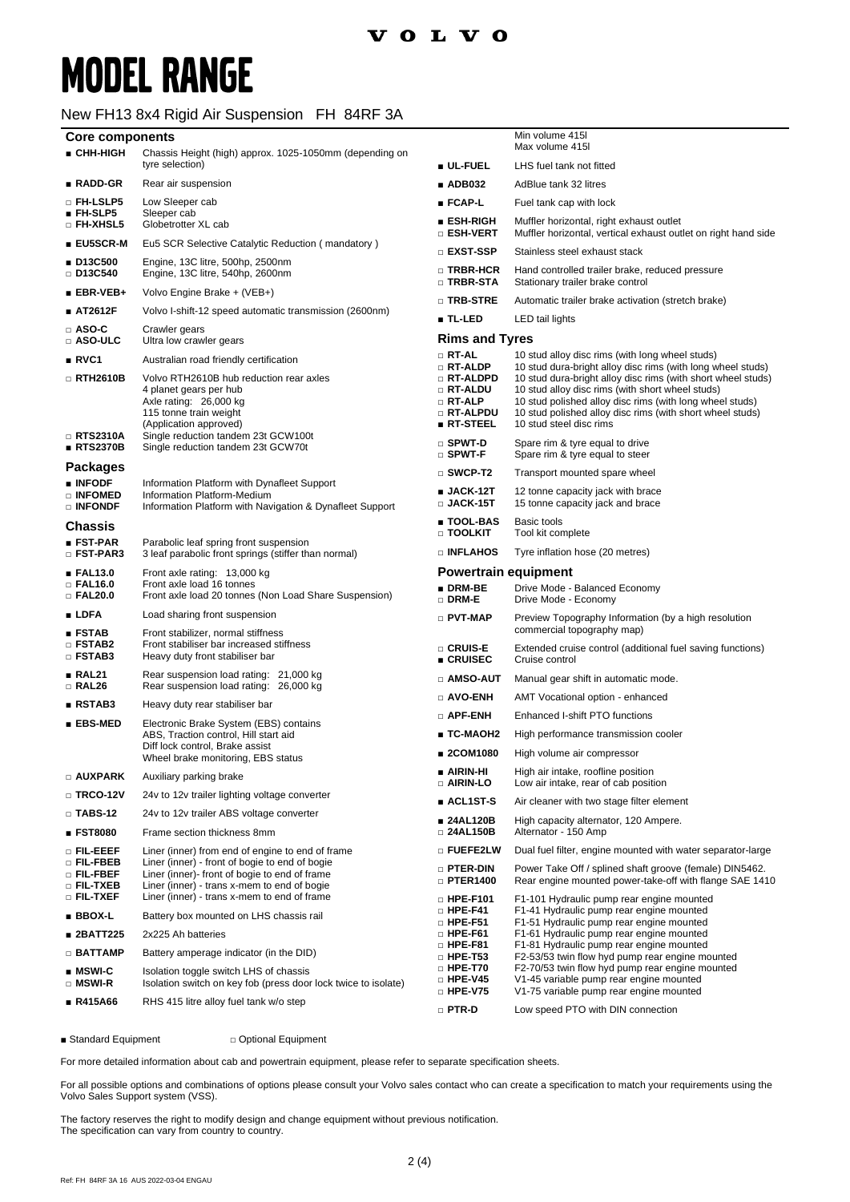VOLVO

# MODEL RANGE

New FH13 8x4 Rigid Air Suspension FH 84RF 3A

## Core components

■ **CHH-HIGH** Chassis Height (high) approx. 1025-1050mm (depending on tyre selection)

■ **RADD-GR** Rear air suspension

□ **FH-LSLP5** Low Sleeper cab
■ **FH-SLP5** Sleeper cab
□ **FH-XHSL5** Globetrotter XL cab

■ **EU5SCR-M** Eu5 SCR Selective Catalytic Reduction ( mandatory )

■ **D13C500** Engine, 13C litre, 500hp, 2500nm
□ **D13C540** Engine, 13C litre, 540hp, 2600nm

■ **EBR-VEB+** Volvo Engine Brake + (VEB+)

■ **AT2612F** Volvo I-shift-12 speed automatic transmission (2600nm)

□ **ASO-C** Crawler gears
□ **ASO-ULC** Ultra low crawler gears

■ **RVC1** Australian road friendly certification

□ **RTH2610B** Volvo RTH2610B hub reduction rear axles
4 planet gears per hub
Axle rating: 26,000 kg
115 tonne train weight
(Application approved)
□ **RTS2310A** Single reduction tandem 23t GCW100t
■ **RTS2370B** Single reduction tandem 23t GCW70t

### Packages

■ **INFODF** Information Platform with Dynafleet Support
□ **INFOMED** Information Platform-Medium
□ **INFONDF** Information Platform with Navigation & Dynafleet Support

### Chassis

■ **FST-PAR** Parabolic leaf spring front suspension
□ **FST-PAR3** 3 leaf parabolic front springs (stiffer than normal)

■ **FAL13.0** Front axle rating: 13,000 kg
□ **FAL16.0** Front axle load 16 tonnes
□ **FAL20.0** Front axle load 20 tonnes (Non Load Share Suspension)

■ **LDFA** Load sharing front suspension

■ **FSTAB** Front stabilizer, normal stiffness
□ **FSTAB2** Front stabiliser bar increased stiffness
□ **FSTAB3** Heavy duty front stabiliser bar

■ **RAL21** Rear suspension load rating: 21,000 kg
□ **RAL26** Rear suspension load rating: 26,000 kg

■ **RSTAB3** Heavy duty rear stabiliser bar

■ **EBS-MED** Electronic Brake System (EBS) contains
ABS, Traction control, Hill start aid
Diff lock control, Brake assist
Wheel brake monitoring, EBS status

□ **AUXPARK** Auxiliary parking brake

□ **TRCO-12V** 24v to 12v trailer lighting voltage converter

□ **TABS-12** 24v to 12v trailer ABS voltage converter

■ **FST8080** Frame section thickness 8mm

□ **FIL-EEEF** Liner (inner) from end of engine to end of frame
□ **FIL-FBEB** Liner (inner) - front of bogie to end of bogie
□ **FIL-FBEF** Liner (inner)- front of bogie to end of frame
□ **FIL-TXEB** Liner (inner) - trans x-mem to end of bogie
□ **FIL-TXEF** Liner (inner) - trans x-mem to end of frame

■ **BBOX-L** Battery box mounted on LHS chassis rail

■ **2BATT225** 2x225 Ah batteries

□ **BATTAMP** Battery amperage indicator (in the DID)

■ **MSWI-C** Isolation toggle switch LHS of chassis
□ **MSWI-R** Isolation switch on key fob (press door lock twice to isolate)

■ **R415A66** RHS 415 litre alloy fuel tank w/o step
Min volume 415l
Max volume 415l

■ **UL-FUEL** LHS fuel tank not fitted

■ **ADB032** AdBlue tank 32 litres

■ **FCAP-L** Fuel tank cap with lock

■ **ESH-RIGH** Muffler horizontal, right exhaust outlet
□ **ESH-VERT** Muffler horizontal, vertical exhaust outlet on right hand side

□ **EXST-SSP** Stainless steel exhaust stack

□ **TRBR-HCR** Hand controlled trailer brake, reduced pressure
□ **TRBR-STA** Stationary trailer brake control

□ **TRB-STRE** Automatic trailer brake activation (stretch brake)

■ **TL-LED** LED tail lights

### Rims and Tyres

□ **RT-AL** 10 stud alloy disc rims (with long wheel studs)
□ **RT-ALDP** 10 stud dura-bright alloy disc rims (with long wheel studs)
□ **RT-ALDPD** 10 stud dura-bright alloy disc rims (with short wheel studs)
□ **RT-ALDU** 10 stud alloy disc rims (with short wheel studs)
□ **RT-ALP** 10 stud polished alloy disc rims (with long wheel studs)
□ **RT-ALPDU** 10 stud polished alloy disc rims (with short wheel studs)
■ **RT-STEEL** 10 stud steel disc rims

□ **SPWT-D** Spare rim & tyre equal to drive
□ **SPWT-F** Spare rim & tyre equal to steer

□ **SWCP-T2** Transport mounted spare wheel

■ **JACK-12T** 12 tonne capacity jack with brace
□ **JACK-15T** 15 tonne capacity jack and brace

■ **TOOL-BAS** Basic tools
□ **TOOLKIT** Tool kit complete

□ **INFLAHOS** Tyre inflation hose (20 metres)

### Powertrain equipment

■ **DRM-BE** Drive Mode - Balanced Economy
□ **DRM-E** Drive Mode - Economy

□ **PVT-MAP** Preview Topography Information (by a high resolution commercial topography map)

□ **CRUIS-E** Extended cruise control (additional fuel saving functions)
■ **CRUISEC** Cruise control

□ **AMSO-AUT** Manual gear shift in automatic mode.

□ **AVO-ENH** AMT Vocational option - enhanced

□ **APF-ENH** Enhanced I-shift PTO functions

■ **TC-MAOH2** High performance transmission cooler

■ **2COM1080** High volume air compressor

■ **AIRIN-HI** High air intake, roofline position
□ **AIRIN-LO** Low air intake, rear of cab position

■ **ACL1ST-S** Air cleaner with two stage filter element

■ **24AL120B** High capacity alternator, 120 Ampere.
□ **24AL150B** Alternator - 150 Amp

□ **FUEFE2LW** Dual fuel filter, engine mounted with water separator-large

□ **PTER-DIN** Power Take Off / splined shaft groove (female) DIN5462.
□ **PTER1400** Rear engine mounted power-take-off with flange SAE 1410

□ **HPE-F101** F1-101 Hydraulic pump rear engine mounted
□ **HPE-F41** F1-41 Hydraulic pump rear engine mounted
□ **HPE-F51** F1-51 Hydraulic pump rear engine mounted
□ **HPE-F61** F1-61 Hydraulic pump rear engine mounted
□ **HPE-F81** F1-81 Hydraulic pump rear engine mounted
□ **HPE-T53** F2-53/53 twin flow hyd pump rear engine mounted
□ **HPE-T70** F2-70/53 twin flow hyd pump rear engine mounted
□ **HPE-V45** V1-45 variable pump rear engine mounted
□ **HPE-V75** V1-75 variable pump rear engine mounted

□ **PTR-D** Low speed PTO with DIN connection

■ Standard Equipment □ Optional Equipment

For more detailed information about cab and powertrain equipment, please refer to separate specification sheets.

For all possible options and combinations of options please consult your Volvo sales contact who can create a specification to match your requirements using the Volvo Sales Support system (VSS).

The factory reserves the right to modify design and change equipment without previous notification.
The specification can vary from country to country.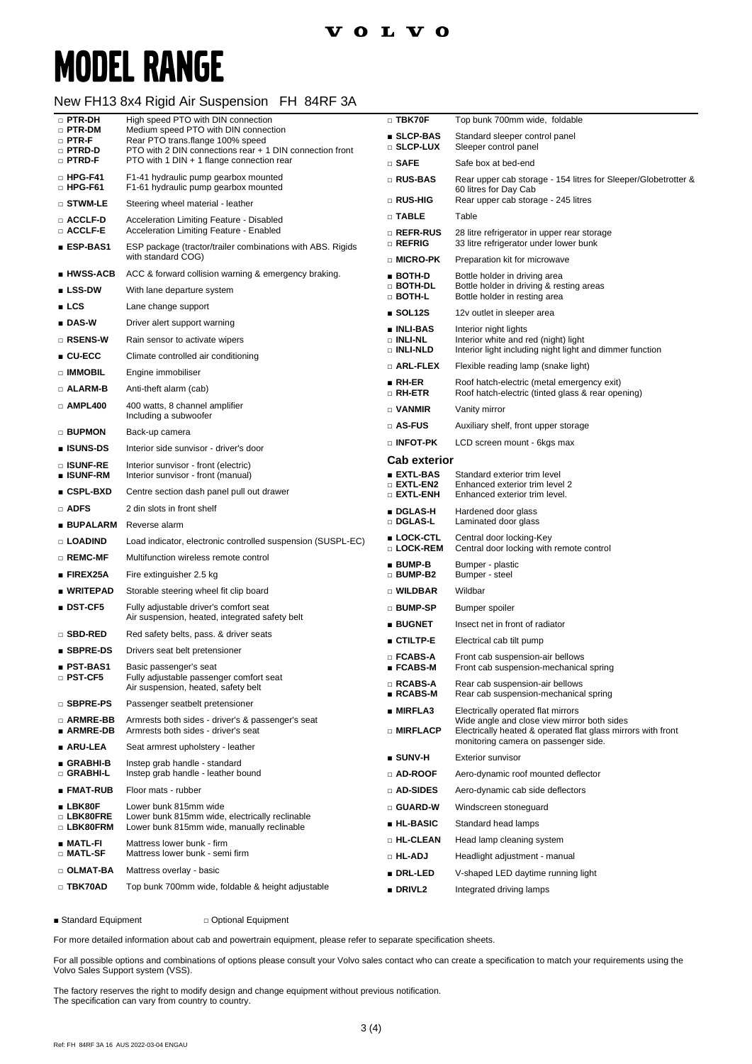# MODEL RANGE

## New FH13 8x4 Rigid Air Suspension FH 84RF 3A

| Code | Description |
|---|---|
| □ **PTR-DH** | High speed PTO with DIN connection |
| □ **PTR-DM** | Medium speed PTO with DIN connection |
| □ **PTR-F** | Rear PTO trans.flange 100% speed |
| □ **PTRD-D** | PTO with 2 DIN connections rear + 1 DIN connection front |
| □ **PTRD-F** | PTO with 1 DIN + 1 flange connection rear |
| □ **HPG-F41** | F1-41 hydraulic pump gearbox mounted |
| □ **HPG-F61** | F1-61 hydraulic pump gearbox mounted |
| □ **STWM-LE** | Steering wheel material - leather |
| □ **ACCLF-D** | Acceleration Limiting Feature - Disabled |
| □ **ACCLF-E** | Acceleration Limiting Feature - Enabled |
| ■ **ESP-BAS1** | ESP package (tractor/trailer combinations with ABS. Rigids with standard COG) |
| ■ **HWSS-ACB** | ACC & forward collision warning & emergency braking. |
| ■ **LSS-DW** | With lane departure system |
| ■ **LCS** | Lane change support |
| ■ **DAS-W** | Driver alert support warning |
| □ **RSENS-W** | Rain sensor to activate wipers |
| ■ **CU-ECC** | Climate controlled air conditioning |
| □ **IMMOBIL** | Engine immobiliser |
| □ **ALARM-B** | Anti-theft alarm (cab) |
| □ **AMPL400** | 400 watts, 8 channel amplifier Including a subwoofer |
| □ **BUPMON** | Back-up camera |
| ■ **ISUNS-DS** | Interior side sunvisor - driver's door |
| □ **ISUNF-RE** | Interior sunvisor - front (electric) |
| ■ **ISUNF-RM** | Interior sunvisor - front (manual) |
| ■ **CSPL-BXD** | Centre section dash panel pull out drawer |
| □ **ADFS** | 2 din slots in front shelf |
| ■ **BUPALARM** | Reverse alarm |
| □ **LOADIND** | Load indicator, electronic controlled suspension (SUSPL-EC) |
| □ **REMC-MF** | Multifunction wireless remote control |
| ■ **FIREX25A** | Fire extinguisher 2.5 kg |
| ■ **WRITEPAD** | Storable steering wheel fit clip board |
| ■ **DST-CF5** | Fully adjustable driver's comfort seat Air suspension, heated, integrated safety belt |
| □ **SBD-RED** | Red safety belts, pass. & driver seats |
| ■ **SBPRE-DS** | Drivers seat belt pretensioner |
| ■ **PST-BAS1** | Basic passenger's seat |
| □ **PST-CF5** | Fully adjustable passenger comfort seat Air suspension, heated, safety belt |
| □ **SBPRE-PS** | Passenger seatbelt pretensioner |
| □ **ARMRE-BB** | Armrests both sides - driver's & passenger's seat |
| ■ **ARMRE-DB** | Armrests both sides - driver's seat |
| ■ **ARU-LEA** | Seat armrest upholstery - leather |
| ■ **GRABHI-B** | Instep grab handle - standard |
| □ **GRABHI-L** | Instep grab handle - leather bound |
| ■ **FMAT-RUB** | Floor mats - rubber |
| ■ **LBK80F** | Lower bunk 815mm wide |
| □ **LBK80FRE** | Lower bunk 815mm wide, electrically reclinable |
| □ **LBK80FRM** | Lower bunk 815mm wide, manually reclinable |
| ■ **MATL-FI** | Mattress lower bunk - firm |
| □ **MATL-SF** | Mattress lower bunk - semi firm |
| □ **OLMAT-BA** | Mattress overlay - basic |
| □ **TBK70AD** | Top bunk 700mm wide, foldable & height adjustable |
| □ **TBK70F** | Top bunk 700mm wide, foldable |
| ■ **SLCP-BAS** | Standard sleeper control panel |
| □ **SLCP-LUX** | Sleeper control panel |
| □ **SAFE** | Safe box at bed-end |
| □ **RUS-BAS** | Rear upper cab storage - 154 litres for Sleeper/Globetrotter & 60 litres for Day Cab |
| □ **RUS-HIG** | Rear upper cab storage - 245 litres |
| □ **TABLE** | Table |
| □ **REFR-RUS** | 28 litre refrigerator in upper rear storage |
| □ **REFRIG** | 33 litre refrigerator under lower bunk |
| □ **MICRO-PK** | Preparation kit for microwave |
| ■ **BOTH-D** | Bottle holder in driving area |
| □ **BOTH-DL** | Bottle holder in driving & resting areas |
| □ **BOTH-L** | Bottle holder in resting area |
| ■ **SOL12S** | 12v outlet in sleeper area |
| ■ **INLI-BAS** | Interior night lights |
| □ **INLI-NL** | Interior white and red (night) light |
| □ **INLI-NLD** | Interior light including night light and dimmer function |
| □ **ARL-FLEX** | Flexible reading lamp (snake light) |
| ■ **RH-ER** | Roof hatch-electric (metal emergency exit) |
| □ **RH-ETR** | Roof hatch-electric (tinted glass & rear opening) |
| □ **VANMIR** | Vanity mirror |
| □ **AS-FUS** | Auxiliary shelf, front upper storage |
| □ **INFOT-PK** | LCD screen mount - 6kgs max |

### Cab exterior

| Code | Description |
|---|---|
| ■ **EXTL-BAS** | Standard exterior trim level |
| □ **EXTL-EN2** | Enhanced exterior trim level 2 |
| □ **EXTL-ENH** | Enhanced exterior trim level. |
| ■ **DGLAS-H** | Hardened door glass |
| □ **DGLAS-L** | Laminated door glass |
| ■ **LOCK-CTL** | Central door locking-Key |
| □ **LOCK-REM** | Central door locking with remote control |
| ■ **BUMP-B** | Bumper - plastic |
| □ **BUMP-B2** | Bumper - steel |
| □ **WILDBAR** | Wildbar |
| □ **BUMP-SP** | Bumper spoiler |
| ■ **BUGNET** | Insect net in front of radiator |
| ■ **CTILTP-E** | Electrical cab tilt pump |
| □ **FCABS-A** | Front cab suspension-air bellows |
| ■ **FCABS-M** | Front cab suspension-mechanical spring |
| □ **RCABS-A** | Rear cab suspension-air bellows |
| ■ **RCABS-M** | Rear cab suspension-mechanical spring |
| ■ **MIRFLA3** | Electrically operated flat mirrors Wide angle and close view mirror both sides |
| □ **MIRFLACP** | Electrically heated & operated flat glass mirrors with front monitoring camera on passenger side. |
| ■ **SUNV-H** | Exterior sunvisor |
| □ **AD-ROOF** | Aero-dynamic roof mounted deflector |
| □ **AD-SIDES** | Aero-dynamic cab side deflectors |
| □ **GUARD-W** | Windscreen stoneguard |
| ■ **HL-BASIC** | Standard head lamps |
| □ **HL-CLEAN** | Head lamp cleaning system |
| □ **HL-ADJ** | Headlight adjustment - manual |
| ■ **DRL-LED** | V-shaped LED daytime running light |
| ■ **DRIVL2** | Integrated driving lamps |

■ Standard Equipment □ Optional Equipment

For more detailed information about cab and powertrain equipment, please refer to separate specification sheets.

For all possible options and combinations of options please consult your Volvo sales contact who can create a specification to match your requirements using the Volvo Sales Support system (VSS).

The factory reserves the right to modify design and change equipment without previous notification.
The specification can vary from country to country.

Ref: FH 84RF 3A 16 AUS 2022-03-04 ENGAU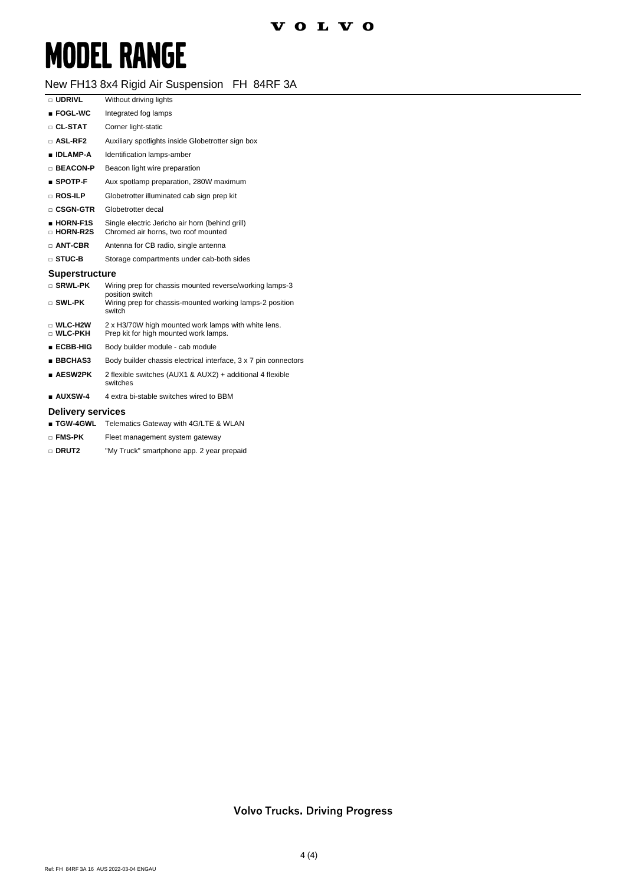# MODEL RANGE

New FH13 8x4 Rigid Air Suspension FH 84RF 3A

| | |
|---|---|
| □ **UDRIVL** | Without driving lights |
| ■ **FOGL-WC** | Integrated fog lamps |
| □ **CL-STAT** | Corner light-static |
| □ **ASL-RF2** | Auxiliary spotlights inside Globetrotter sign box |
| ■ **IDLAMP-A** | Identification lamps-amber |
| □ **BEACON-P** | Beacon light wire preparation |
| ■ **SPOTP-F** | Aux spotlamp preparation, 280W maximum |
| □ **ROS-ILP** | Globetrotter illuminated cab sign prep kit |
| □ **CSGN-GTR** | Globetrotter decal |
| ■ **HORN-F1S** | Single electric Jericho air horn (behind grill) |
| □ **HORN-R2S** | Chromed air horns, two roof mounted |
| □ **ANT-CBR** | Antenna for CB radio, single antenna |
| □ **STUC-B** | Storage compartments under cab-both sides |

### Superstructure

| | |
|---|---|
| □ **SRWL-PK** | Wiring prep for chassis mounted reverse/working lamps-3 position switch |
| □ **SWL-PK** | Wiring prep for chassis-mounted working lamps-2 position switch |
| □ **WLC-H2W** | 2 x H3/70W high mounted work lamps with white lens. |
| □ **WLC-PKH** | Prep kit for high mounted work lamps. |
| ■ **ECBB-HIG** | Body builder module - cab module |
| ■ **BBCHAS3** | Body builder chassis electrical interface, 3 x 7 pin connectors |
| ■ **AESW2PK** | 2 flexible switches (AUX1 & AUX2) + additional 4 flexible switches |
| ■ **AUXSW-4** | 4 extra bi-stable switches wired to BBM |

### Delivery services

| | |
|---|---|
| ■ **TGW-4GWL** | Telematics Gateway with 4G/LTE & WLAN |
| □ **FMS-PK** | Fleet management system gateway |
| □ **DRUT2** | "My Truck" smartphone app. 2 year prepaid |

Volvo Trucks. Driving Progress

Ref: FH 84RF 3A 16 AUS 2022-03-04 ENGAU